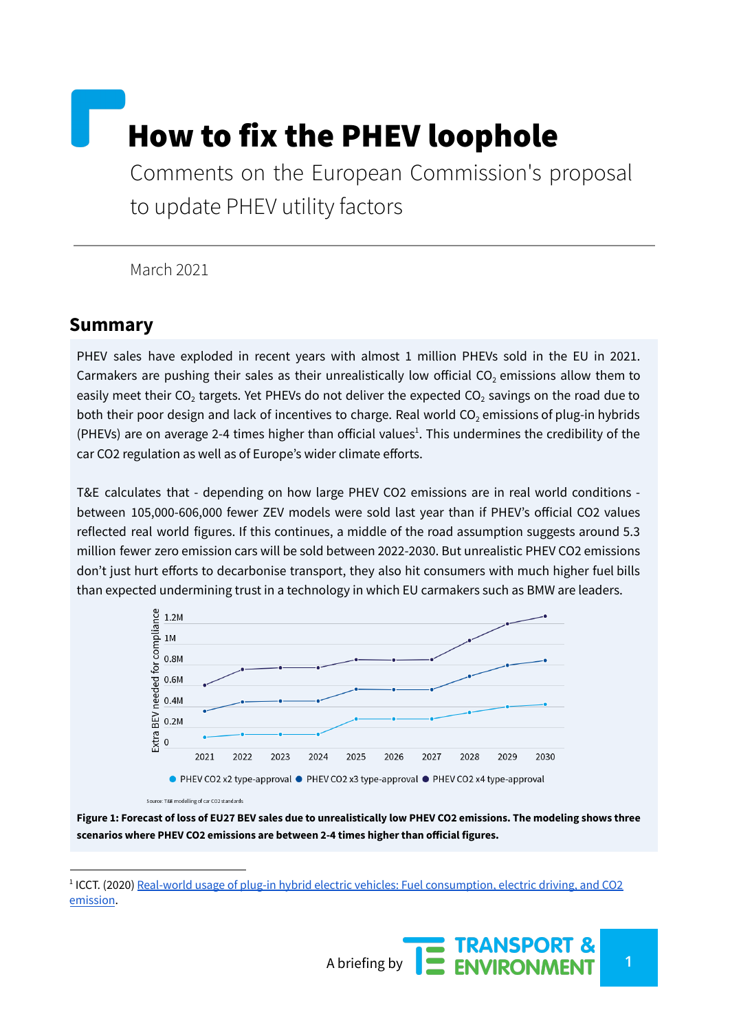# How to fix the PHEV loophole

Comments on the European Commission's proposal to update PHEV utility factors

March 2021

## Summary

PHEV sales have exploded in recent years with almost 1 million PHEVs sold in the EU in 2021. Carmakers are pushing their sales as their unrealistically low official $CO_2$ emissions allow them to easily meet their $CO_2$ targets. Yet PHEVs do not deliver the expected $CO_2$ savings on the road due to both their poor design and lack of incentives to charge. Real world $CO_2$ emissions of plug-in hybrids (PHEVs) are on average 2-4 times higher than official values[1]. This undermines the credibility of the car CO2 regulation as well as of Europe's wider climate efforts.

T&E calculates that - depending on how large PHEV CO2 emissions are in real world conditions - between 105,000-606,000 fewer ZEV models were sold last year than if PHEV's official CO2 values reflected real world figures. If this continues, a middle of the road assumption suggests around 5.3 million fewer zero emission cars will be sold between 2022-2030. But unrealistic PHEV CO2 emissions don't just hurt efforts to decarbonise transport, they also hit consumers with much higher fuel bills than expected undermining trust in a technology in which EU carmakers such as BMW are leaders.

Source: T&E modelling of car CO2 standards

**Figure 1: Forecast of loss of EU27 BEV sales due to unrealistically low PHEV CO2 emissions. The modeling shows three scenarios where PHEV CO2 emissions are between 2-4 times higher than official figures.**

---

[1] ICCT. (2020) Real-world usage of plug-in hybrid electric vehicles: Fuel consumption, electric driving, and CO2 emission.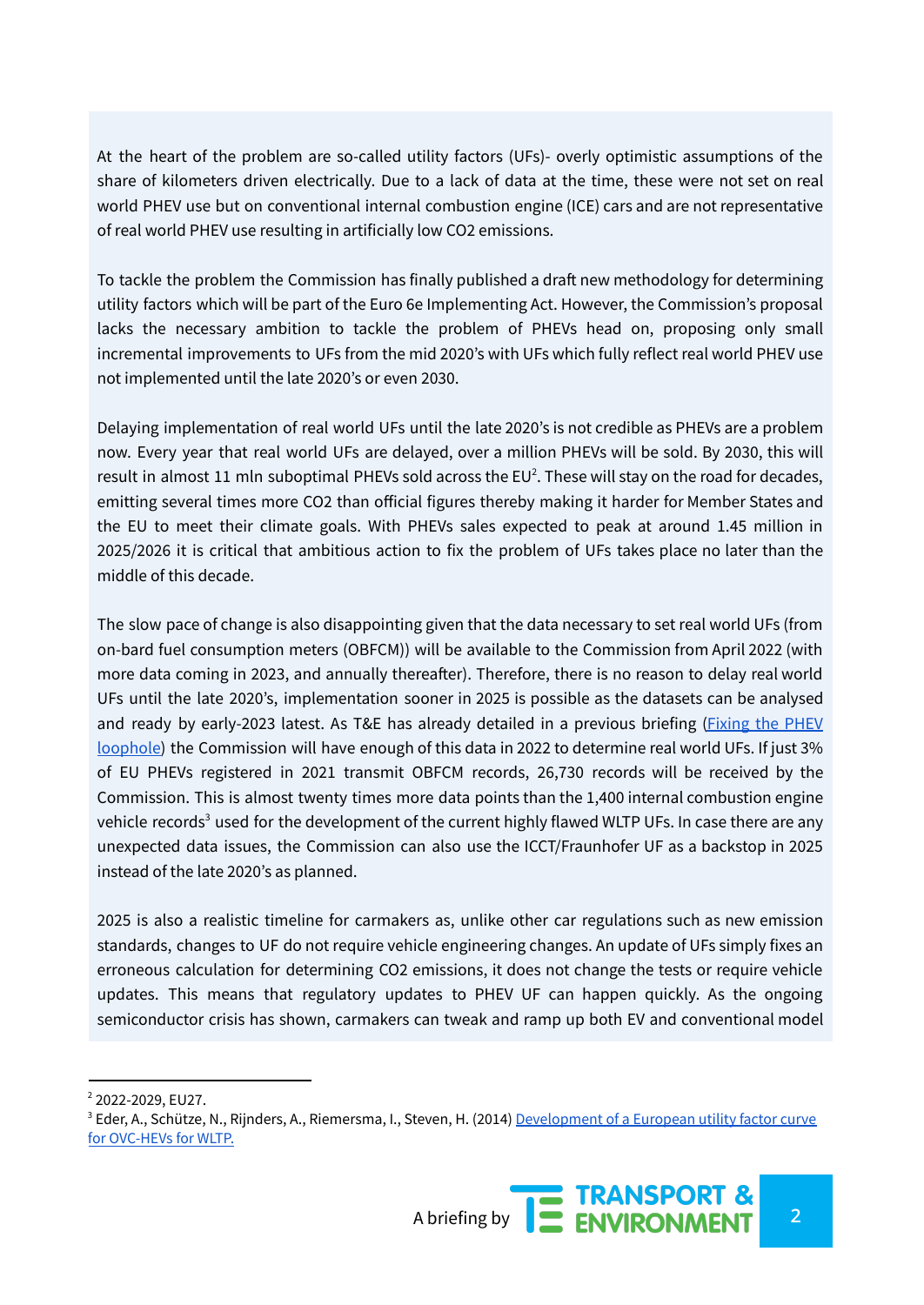At the heart of the problem are so-called utility factors (UFs)- overly optimistic assumptions of the share of kilometers driven electrically. Due to a lack of data at the time, these were not set on real world PHEV use but on conventional internal combustion engine (ICE) cars and are not representative of real world PHEV use resulting in artificially low $CO_2$ emissions.

To tackle the problem the Commission has finally published a draft new methodology for determining utility factors which will be part of the Euro 6e Implementing Act. However, the Commission's proposal lacks the necessary ambition to tackle the problem of PHEVs head on, proposing only small incremental improvements to UFs from the mid 2020's with UFs which fully reflect real world PHEV use not implemented until the late 2020's or even 2030.

Delaying implementation of real world UFs until the late 2020's is not credible as PHEVs are a problem now. Every year that real world UFs are delayed, over a million PHEVs will be sold. By 2030, this will result in almost 11 mln suboptimal PHEVs sold across the EU[2]. These will stay on the road for decades, emitting several times more $CO_2$ than official figures thereby making it harder for Member States and the EU to meet their climate goals. With PHEVs sales expected to peak at around 1.45 million in 2025/2026 it is critical that ambitious action to fix the problem of UFs takes place no later than the middle of this decade.

The slow pace of change is also disappointing given that the data necessary to set real world UFs (from on-bard fuel consumption meters (OBFCM)) will be available to the Commission from April 2022 (with more data coming in 2023, and annually thereafter). Therefore, there is no reason to delay real world UFs until the late 2020's, implementation sooner in 2025 is possible as the datasets can be analysed and ready by early-2023 latest. As T&E has already detailed in a previous briefing (Fixing the PHEV loophole) the Commission will have enough of this data in 2022 to determine real world UFs. If just 3% of EU PHEVs registered in 2021 transmit OBFCM records, 26,730 records will be received by the Commission. This is almost twenty times more data points than the 1,400 internal combustion engine vehicle records[3] used for the development of the current highly flawed WLTP UFs. In case there are any unexpected data issues, the Commission can also use the ICCT/Fraunhofer UF as a backstop in 2025 instead of the late 2020's as planned.

2025 is also a realistic timeline for carmakers as, unlike other car regulations such as new emission standards, changes to UF do not require vehicle engineering changes. An update of UFs simply fixes an erroneous calculation for determining $CO_2$ emissions, it does not change the tests or require vehicle updates. This means that regulatory updates to PHEV UF can happen quickly. As the ongoing semiconductor crisis has shown, carmakers can tweak and ramp up both EV and conventional model

---

[2] 2022-2029, EU27.

[3] Eder, A., Schütze, N., Rijnders, A., Riemersma, I., Steven, H. (2014) Development of a European utility factor curve for OVC-HEVs for WLTP.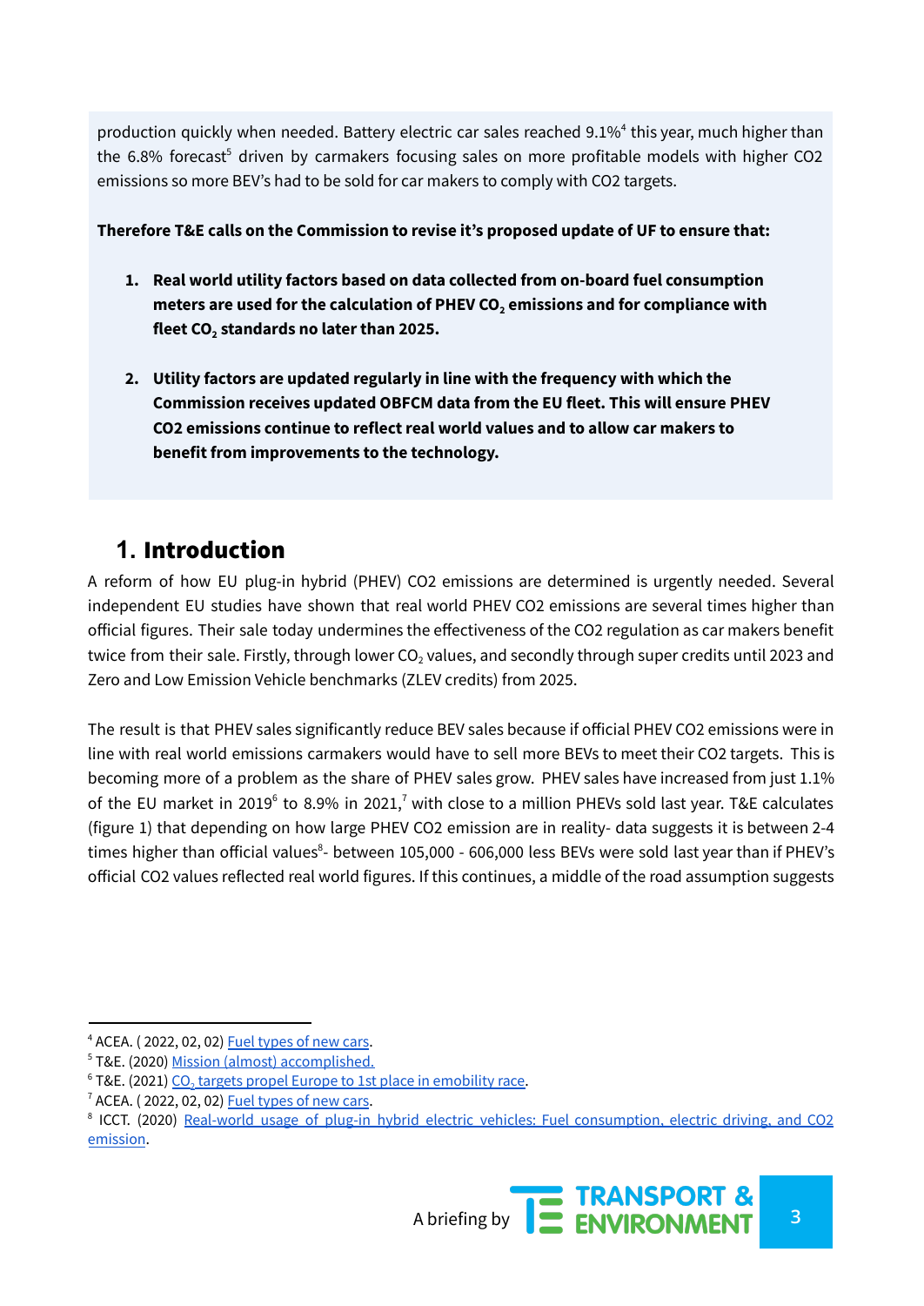production quickly when needed. Battery electric car sales reached 9.1%[4] this year, much higher than the 6.8% forecast[5] driven by carmakers focusing sales on more profitable models with higher CO2 emissions so more BEV's had to be sold for car makers to comply with CO2 targets.

**Therefore T&E calls on the Commission to revise it's proposed update of UF to ensure that:**

1. **Real world utility factors based on data collected from on-board fuel consumption meters are used for the calculation of PHEV $CO_2$ emissions and for compliance with fleet $CO_2$ standards no later than 2025.**

2. **Utility factors are updated regularly in line with the frequency with which the Commission receives updated OBFCM data from the EU fleet. This will ensure PHEV CO2 emissions continue to reflect real world values and to allow car makers to benefit from improvements to the technology.**

## 1. Introduction

A reform of how EU plug-in hybrid (PHEV) CO2 emissions are determined is urgently needed. Several independent EU studies have shown that real world PHEV CO2 emissions are several times higher than official figures. Their sale today undermines the effectiveness of the CO2 regulation as car makers benefit twice from their sale. Firstly, through lower $CO_2$ values, and secondly through super credits until 2023 and Zero and Low Emission Vehicle benchmarks (ZLEV credits) from 2025.

The result is that PHEV sales significantly reduce BEV sales because if official PHEV CO2 emissions were in line with real world emissions carmakers would have to sell more BEVs to meet their CO2 targets. This is becoming more of a problem as the share of PHEV sales grow. PHEV sales have increased from just 1.1% of the EU market in 2019[6] to 8.9% in 2021,[7] with close to a million PHEVs sold last year. T&E calculates (figure 1) that depending on how large PHEV CO2 emission are in reality- data suggests it is between 2-4 times higher than official values[8]- between 105,000 - 606,000 less BEVs were sold last year than if PHEV's official CO2 values reflected real world figures. If this continues, a middle of the road assumption suggests

---

[4] ACEA. ( 2022, 02, 02) Fuel types of new cars.
[5] T&E. (2020) Mission (almost) accomplished.
[6] T&E. (2021) $CO_2$ targets propel Europe to 1st place in emobility race.
[7] ACEA. ( 2022, 02, 02) Fuel types of new cars.
[8] ICCT. (2020) Real-world usage of plug-in hybrid electric vehicles: Fuel consumption, electric driving, and CO2 emission.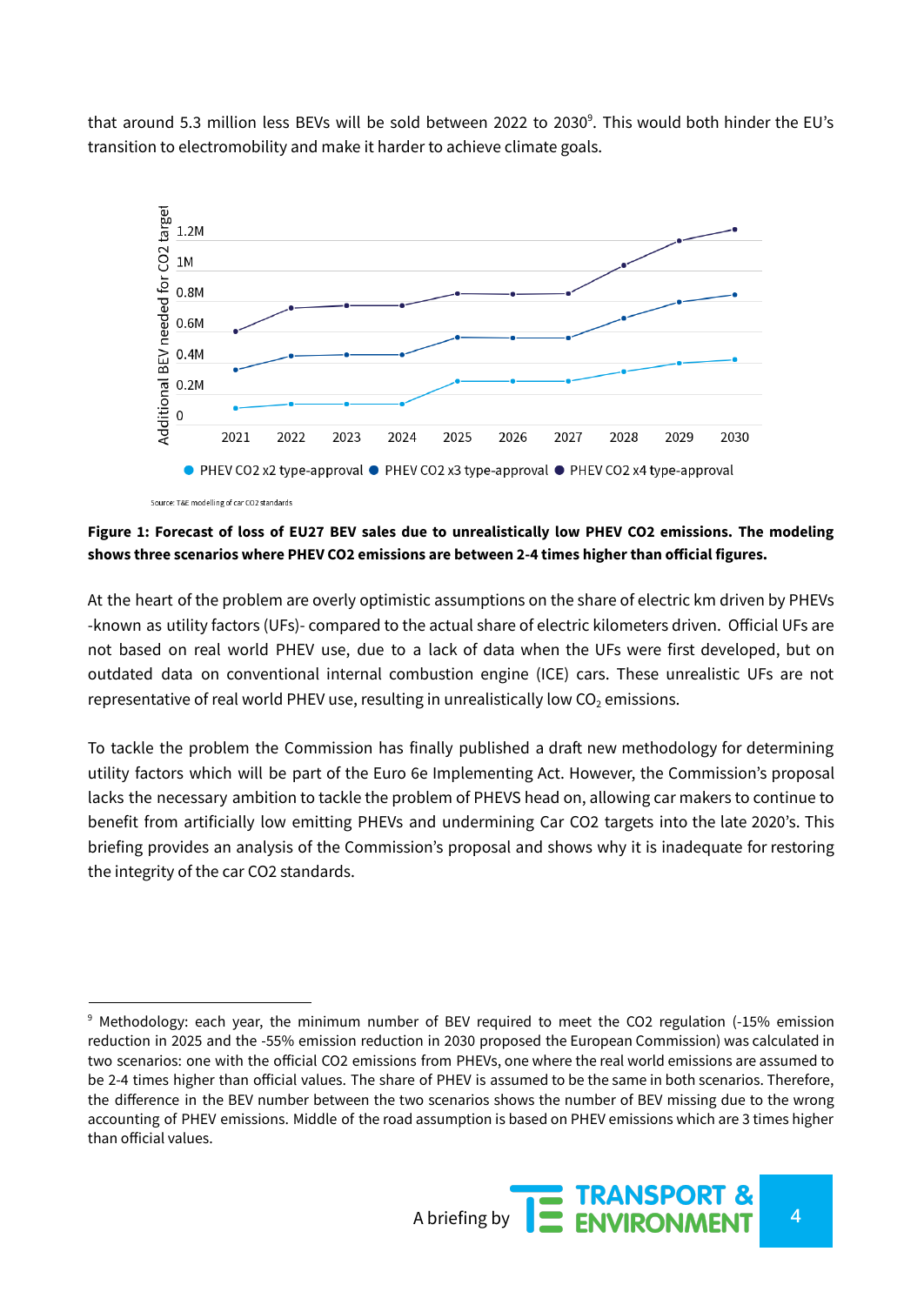that around 5.3 million less BEVs will be sold between 2022 to 2030[9]. This would both hinder the EU's transition to electromobility and make it harder to achieve climate goals.

Source: T&E modelling of car CO2 standards

**Figure 1: Forecast of loss of EU27 BEV sales due to unrealistically low PHEV CO2 emissions. The modeling shows three scenarios where PHEV CO2 emissions are between 2-4 times higher than official figures.**

At the heart of the problem are overly optimistic assumptions on the share of electric km driven by PHEVs -known as utility factors (UFs)- compared to the actual share of electric kilometers driven. Official UFs are not based on real world PHEV use, due to a lack of data when the UFs were first developed, but on outdated data on conventional internal combustion engine (ICE) cars. These unrealistic UFs are not representative of real world PHEV use, resulting in unrealistically low $CO_2$ emissions.

To tackle the problem the Commission has finally published a draft new methodology for determining utility factors which will be part of the Euro 6e Implementing Act. However, the Commission's proposal lacks the necessary ambition to tackle the problem of PHEVS head on, allowing car makers to continue to benefit from artificially low emitting PHEVs and undermining Car CO2 targets into the late 2020's. This briefing provides an analysis of the Commission's proposal and shows why it is inadequate for restoring the integrity of the car CO2 standards.

---

[9] Methodology: each year, the minimum number of BEV required to meet the CO2 regulation (-15% emission reduction in 2025 and the -55% emission reduction in 2030 proposed the European Commission) was calculated in two scenarios: one with the official CO2 emissions from PHEVs, one where the real world emissions are assumed to be 2-4 times higher than official values. The share of PHEV is assumed to be the same in both scenarios. Therefore, the difference in the BEV number between the two scenarios shows the number of BEV missing due to the wrong accounting of PHEV emissions. Middle of the road assumption is based on PHEV emissions which are 3 times higher than official values.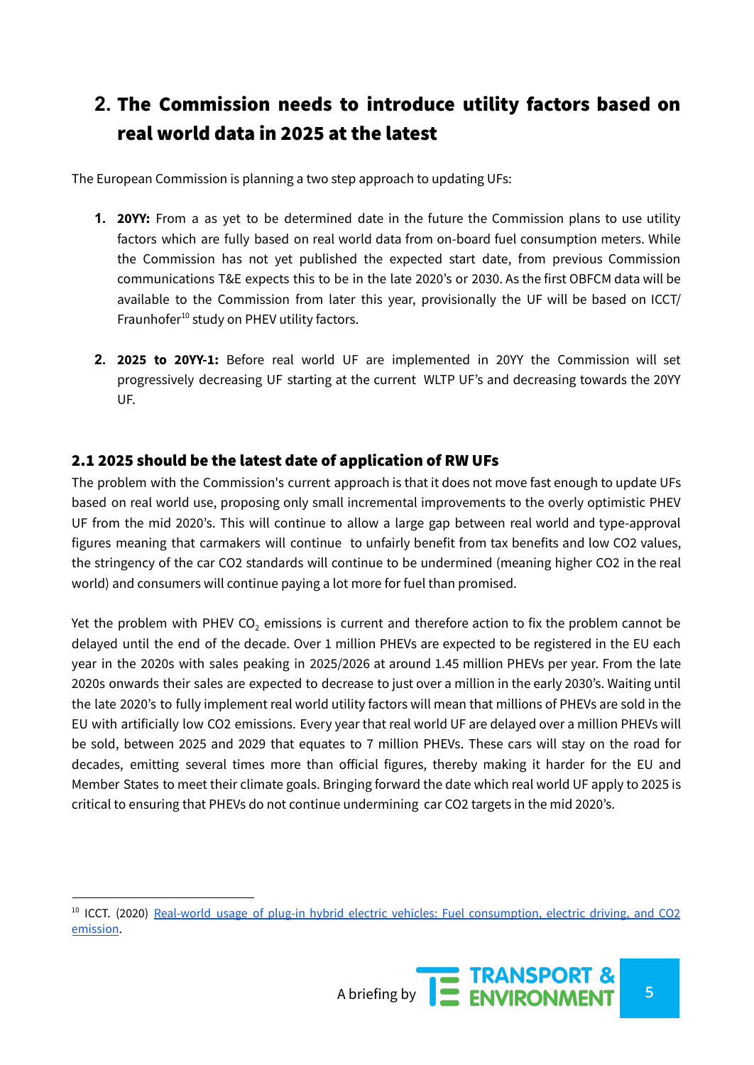## 2. The Commission needs to introduce utility factors based on real world data in 2025 at the latest

The European Commission is planning a two step approach to updating UFs:

1. **20YY:** From a as yet to be determined date in the future the Commission plans to use utility factors which are fully based on real world data from on-board fuel consumption meters. While the Commission has not yet published the expected start date, from previous Commission communications T&E expects this to be in the late 2020's or 2030. As the first OBFCM data will be available to the Commission from later this year, provisionally the UF will be based on ICCT/ Fraunhofer[10] study on PHEV utility factors.

2. **2025 to 20YY-1:** Before real world UF are implemented in 20YY the Commission will set progressively decreasing UF starting at the current WLTP UF's and decreasing towards the 20YY UF.

### 2.1 2025 should be the latest date of application of RW UFs

The problem with the Commission's current approach is that it does not move fast enough to update UFs based on real world use, proposing only small incremental improvements to the overly optimistic PHEV UF from the mid 2020's. This will continue to allow a large gap between real world and type-approval figures meaning that carmakers will continue to unfairly benefit from tax benefits and low CO2 values, the stringency of the car CO2 standards will continue to be undermined (meaning higher CO2 in the real world) and consumers will continue paying a lot more for fuel than promised.

Yet the problem with PHEV $CO_2$ emissions is current and therefore action to fix the problem cannot be delayed until the end of the decade. Over 1 million PHEVs are expected to be registered in the EU each year in the 2020s with sales peaking in 2025/2026 at around 1.45 million PHEVs per year. From the late 2020s onwards their sales are expected to decrease to just over a million in the early 2030's. Waiting until the late 2020's to fully implement real world utility factors will mean that millions of PHEVs are sold in the EU with artificially low CO2 emissions. Every year that real world UF are delayed over a million PHEVs will be sold, between 2025 and 2029 that equates to 7 million PHEVs. These cars will stay on the road for decades, emitting several times more than official figures, thereby making it harder for the EU and Member States to meet their climate goals. Bringing forward the date which real world UF apply to 2025 is critical to ensuring that PHEVs do not continue undermining car CO2 targets in the mid 2020's.

---

[10] ICCT. (2020) [Real-world usage of plug-in hybrid electric vehicles: Fuel consumption, electric driving, and CO2 emission](#).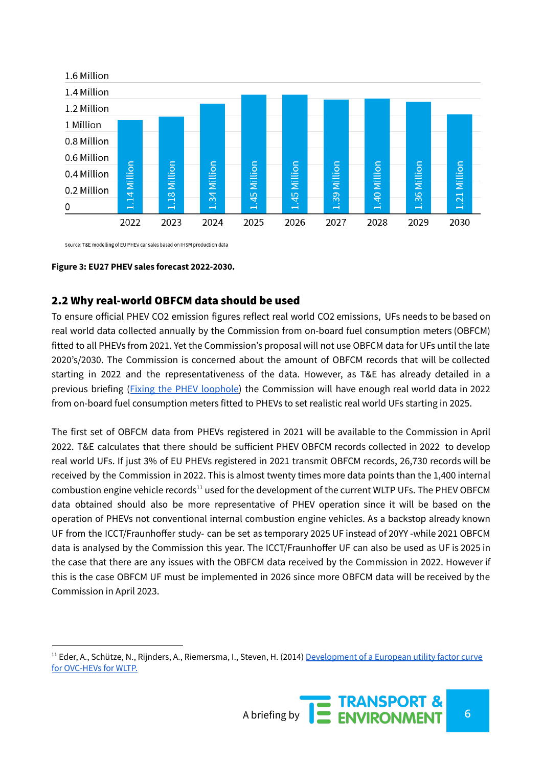| Year | EU27 PHEV sales |
|---|---|
| 2022 | 1.14 Million |
| 2023 | 1.18 Million |
| 2024 | 1.34 Million |
| 2025 | 1.45 Million |
| 2026 | 1.45 Million |
| 2027 | 1.39 Million |
| 2028 | 1.40 Million |
| 2029 | 1.36 Million |
| 2030 | 1.21 Million |

Source: T&E modelling of EU PHEV car sales based on IHSM production data

**Figure 3: EU27 PHEV sales forecast 2022-2030.**

## 2.2 Why real-world OBFCM data should be used

To ensure official PHEV CO2 emission figures reflect real world CO2 emissions, UFs needs to be based on real world data collected annually by the Commission from on-board fuel consumption meters (OBFCM) fitted to all PHEVs from 2021. Yet the Commission's proposal will not use OBFCM data for UFs until the late 2020's/2030. The Commission is concerned about the amount of OBFCM records that will be collected starting in 2022 and the representativeness of the data. However, as T&E has already detailed in a previous briefing (Fixing the PHEV loophole) the Commission will have enough real world data in 2022 from on-board fuel consumption meters fitted to PHEVs to set realistic real world UFs starting in 2025.

The first set of OBFCM data from PHEVs registered in 2021 will be available to the Commission in April 2022. T&E calculates that there should be sufficient PHEV OBFCM records collected in 2022 to develop real world UFs. If just 3% of EU PHEVs registered in 2021 transmit OBFCM records, 26,730 records will be received by the Commission in 2022. This is almost twenty times more data points than the 1,400 internal combustion engine vehicle records[11] used for the development of the current WLTP UFs. The PHEV OBFCM data obtained should also be more representative of PHEV operation since it will be based on the operation of PHEVs not conventional internal combustion engine vehicles. As a backstop already known UF from the ICCT/Fraunhoffer study- can be set as temporary 2025 UF instead of 20YY -while 2021 OBFCM data is analysed by the Commission this year. The ICCT/Fraunhoffer UF can also be used as UF is 2025 in the case that there are any issues with the OBFCM data received by the Commission in 2022. However if this is the case OBFCM UF must be implemented in 2026 since more OBFCM data will be received by the Commission in April 2023.

---

[11] Eder, A., Schütze, N., Rijnders, A., Riemersma, I., Steven, H. (2014) Development of a European utility factor curve for OVC-HEVs for WLTP.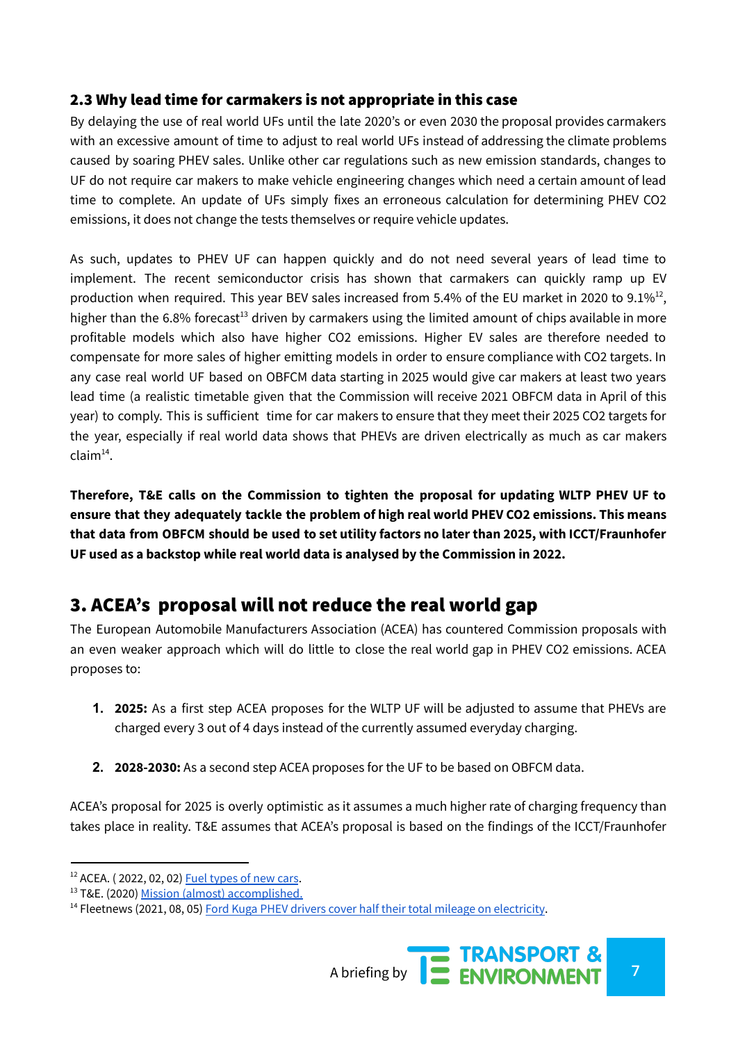### 2.3 Why lead time for carmakers is not appropriate in this case

By delaying the use of real world UFs until the late 2020's or even 2030 the proposal provides carmakers with an excessive amount of time to adjust to real world UFs instead of addressing the climate problems caused by soaring PHEV sales. Unlike other car regulations such as new emission standards, changes to UF do not require car makers to make vehicle engineering changes which need a certain amount of lead time to complete. An update of UFs simply fixes an erroneous calculation for determining PHEV $CO_2$ emissions, it does not change the tests themselves or require vehicle updates.

As such, updates to PHEV UF can happen quickly and do not need several years of lead time to implement. The recent semiconductor crisis has shown that carmakers can quickly ramp up EV production when required. This year BEV sales increased from 5.4% of the EU market in 2020 to 9.1%[12], higher than the 6.8% forecast[13] driven by carmakers using the limited amount of chips available in more profitable models which also have higher $CO_2$ emissions. Higher EV sales are therefore needed to compensate for more sales of higher emitting models in order to ensure compliance with $CO_2$ targets. In any case real world UF based on OBFCM data starting in 2025 would give car makers at least two years lead time (a realistic timetable given that the Commission will receive 2021 OBFCM data in April of this year) to comply. This is sufficient time for car makers to ensure that they meet their 2025 $CO_2$ targets for the year, especially if real world data shows that PHEVs are driven electrically as much as car makers claim[14].

**Therefore, T&E calls on the Commission to tighten the proposal for updating WLTP PHEV UF to ensure that they adequately tackle the problem of high real world PHEV $CO_2$ emissions. This means that data from OBFCM should be used to set utility factors no later than 2025, with ICCT/Fraunhofer UF used as a backstop while real world data is analysed by the Commission in 2022.**

## 3. ACEA's proposal will not reduce the real world gap

The European Automobile Manufacturers Association (ACEA) has countered Commission proposals with an even weaker approach which will do little to close the real world gap in PHEV $CO_2$ emissions. ACEA proposes to:

1. **2025:** As a first step ACEA proposes for the WLTP UF will be adjusted to assume that PHEVs are charged every 3 out of 4 days instead of the currently assumed everyday charging.

2. **2028-2030:** As a second step ACEA proposes for the UF to be based on OBFCM data.

ACEA's proposal for 2025 is overly optimistic as it assumes a much higher rate of charging frequency than takes place in reality. T&E assumes that ACEA's proposal is based on the findings of the ICCT/Fraunhofer

---

[12] ACEA. ( 2022, 02, 02) Fuel types of new cars.
[13] T&E. (2020) Mission (almost) accomplished.
[14] Fleetnews (2021, 08, 05) Ford Kuga PHEV drivers cover half their total mileage on electricity.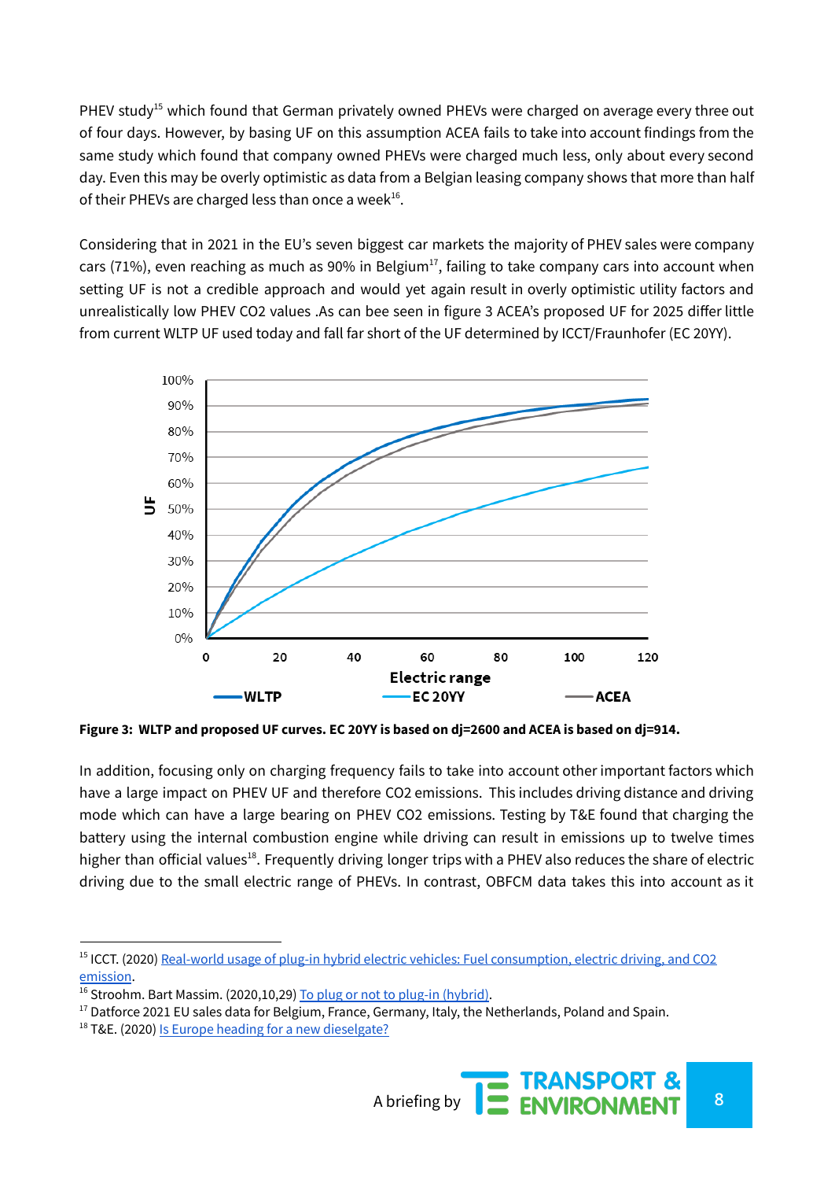PHEV study[15] which found that German privately owned PHEVs were charged on average every three out of four days. However, by basing UF on this assumption ACEA fails to take into account findings from the same study which found that company owned PHEVs were charged much less, only about every second day. Even this may be overly optimistic as data from a Belgian leasing company shows that more than half of their PHEVs are charged less than once a week[16].

Considering that in 2021 in the EU's seven biggest car markets the majority of PHEV sales were company cars (71%), even reaching as much as 90% in Belgium[17], failing to take company cars into account when setting UF is not a credible approach and would yet again result in overly optimistic utility factors and unrealistically low PHEV CO2 values .As can bee seen in figure 3 ACEA's proposed UF for 2025 differ little from current WLTP UF used today and fall far short of the UF determined by ICCT/Fraunhofer (EC 20YY).

**Figure 3: WLTP and proposed UF curves. EC 20YY is based on dj=2600 and ACEA is based on dj=914.**

In addition, focusing only on charging frequency fails to take into account other important factors which have a large impact on PHEV UF and therefore CO2 emissions. This includes driving distance and driving mode which can have a large bearing on PHEV CO2 emissions. Testing by T&E found that charging the battery using the internal combustion engine while driving can result in emissions up to twelve times higher than official values[18]. Frequently driving longer trips with a PHEV also reduces the share of electric driving due to the small electric range of PHEVs. In contrast, OBFCM data takes this into account as it

---

[15] ICCT. (2020) Real-world usage of plug-in hybrid electric vehicles: Fuel consumption, electric driving, and CO2 emission.

[16] Stroohm. Bart Massim. (2020,10,29) To plug or not to plug-in (hybrid).

[17] Datforce 2021 EU sales data for Belgium, France, Germany, Italy, the Netherlands, Poland and Spain.

[18] T&E. (2020) Is Europe heading for a new dieselgate?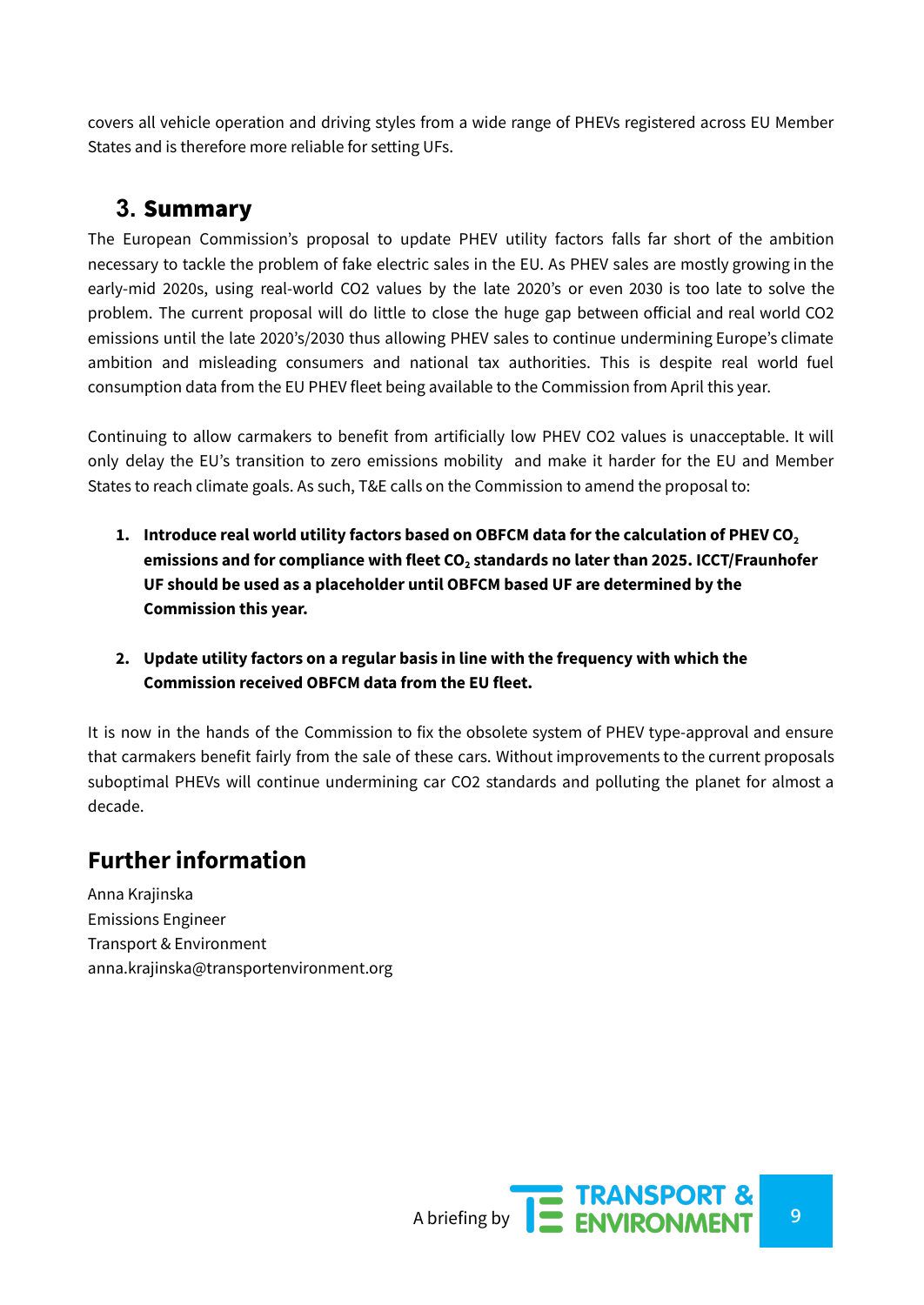covers all vehicle operation and driving styles from a wide range of PHEVs registered across EU Member States and is therefore more reliable for setting UFs.

## 3. Summary

The European Commission's proposal to update PHEV utility factors falls far short of the ambition necessary to tackle the problem of fake electric sales in the EU. As PHEV sales are mostly growing in the early-mid 2020s, using real-world CO2 values by the late 2020's or even 2030 is too late to solve the problem. The current proposal will do little to close the huge gap between official and real world CO2 emissions until the late 2020's/2030 thus allowing PHEV sales to continue undermining Europe's climate ambition and misleading consumers and national tax authorities. This is despite real world fuel consumption data from the EU PHEV fleet being available to the Commission from April this year.

Continuing to allow carmakers to benefit from artificially low PHEV CO2 values is unacceptable. It will only delay the EU's transition to zero emissions mobility and make it harder for the EU and Member States to reach climate goals. As such, T&E calls on the Commission to amend the proposal to:

1. **Introduce real world utility factors based on OBFCM data for the calculation of PHEV $CO_2$ emissions and for compliance with fleet $CO_2$ standards no later than 2025. ICCT/Fraunhofer UF should be used as a placeholder until OBFCM based UF are determined by the Commission this year.**

2. **Update utility factors on a regular basis in line with the frequency with which the Commission received OBFCM data from the EU fleet.**

It is now in the hands of the Commission to fix the obsolete system of PHEV type-approval and ensure that carmakers benefit fairly from the sale of these cars. Without improvements to the current proposals suboptimal PHEVs will continue undermining car CO2 standards and polluting the planet for almost a decade.

## Further information

Anna Krajinska
Emissions Engineer
Transport & Environment
anna.krajinska@transportenvironment.org